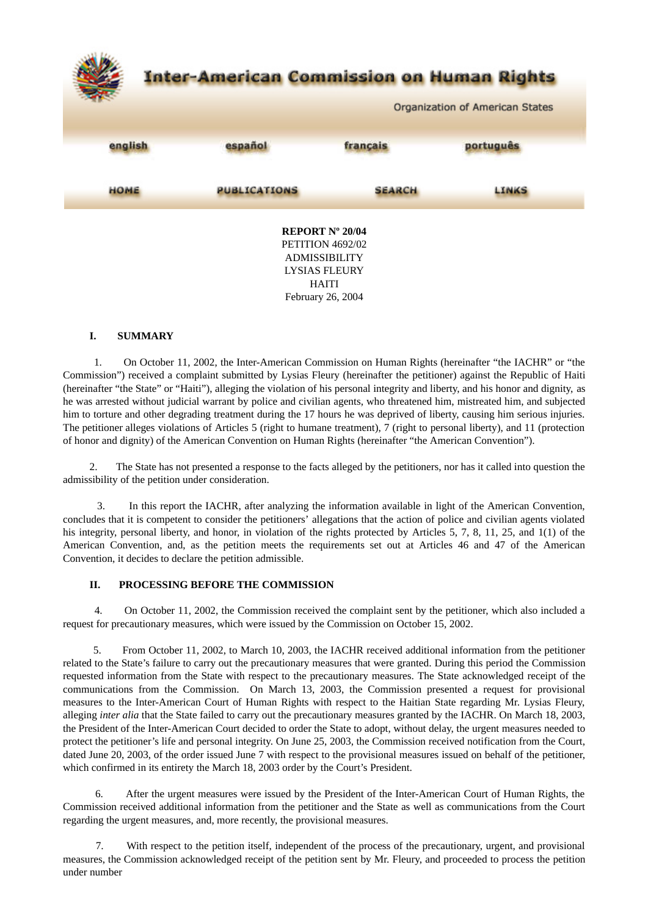# Inter-American Commission on Human Rights

Organization of American States

english español français português

HOME PUBLICATIONS SEARCH LINKS

**REPORT Nº 20/04**
PETITION 4692/02
ADMISSIBILITY
LYSIAS FLEURY
HAITI
February 26, 2004

## I. SUMMARY

1. On October 11, 2002, the Inter-American Commission on Human Rights (hereinafter "the IACHR" or "the Commission") received a complaint submitted by Lysias Fleury (hereinafter the petitioner) against the Republic of Haiti (hereinafter "the State" or "Haiti"), alleging the violation of his personal integrity and liberty, and his honor and dignity, as he was arrested without judicial warrant by police and civilian agents, who threatened him, mistreated him, and subjected him to torture and other degrading treatment during the 17 hours he was deprived of liberty, causing him serious injuries. The petitioner alleges violations of Articles 5 (right to humane treatment), 7 (right to personal liberty), and 11 (protection of honor and dignity) of the American Convention on Human Rights (hereinafter "the American Convention").

2. The State has not presented a response to the facts alleged by the petitioners, nor has it called into question the admissibility of the petition under consideration.

3. In this report the IACHR, after analyzing the information available in light of the American Convention, concludes that it is competent to consider the petitioners' allegations that the action of police and civilian agents violated his integrity, personal liberty, and honor, in violation of the rights protected by Articles 5, 7, 8, 11, 25, and 1(1) of the American Convention, and, as the petition meets the requirements set out at Articles 46 and 47 of the American Convention, it decides to declare the petition admissible.

## II. PROCESSING BEFORE THE COMMISSION

4. On October 11, 2002, the Commission received the complaint sent by the petitioner, which also included a request for precautionary measures, which were issued by the Commission on October 15, 2002.

5. From October 11, 2002, to March 10, 2003, the IACHR received additional information from the petitioner related to the State's failure to carry out the precautionary measures that were granted. During this period the Commission requested information from the State with respect to the precautionary measures. The State acknowledged receipt of the communications from the Commission. On March 13, 2003, the Commission presented a request for provisional measures to the Inter-American Court of Human Rights with respect to the Haitian State regarding Mr. Lysias Fleury, alleging *inter alia* that the State failed to carry out the precautionary measures granted by the IACHR. On March 18, 2003, the President of the Inter-American Court decided to order the State to adopt, without delay, the urgent measures needed to protect the petitioner's life and personal integrity. On June 25, 2003, the Commission received notification from the Court, dated June 20, 2003, of the order issued June 7 with respect to the provisional measures issued on behalf of the petitioner, which confirmed in its entirety the March 18, 2003 order by the Court's President.

6. After the urgent measures were issued by the President of the Inter-American Court of Human Rights, the Commission received additional information from the petitioner and the State as well as communications from the Court regarding the urgent measures, and, more recently, the provisional measures.

7. With respect to the petition itself, independent of the process of the precautionary, urgent, and provisional measures, the Commission acknowledged receipt of the petition sent by Mr. Fleury, and proceeded to process the petition under number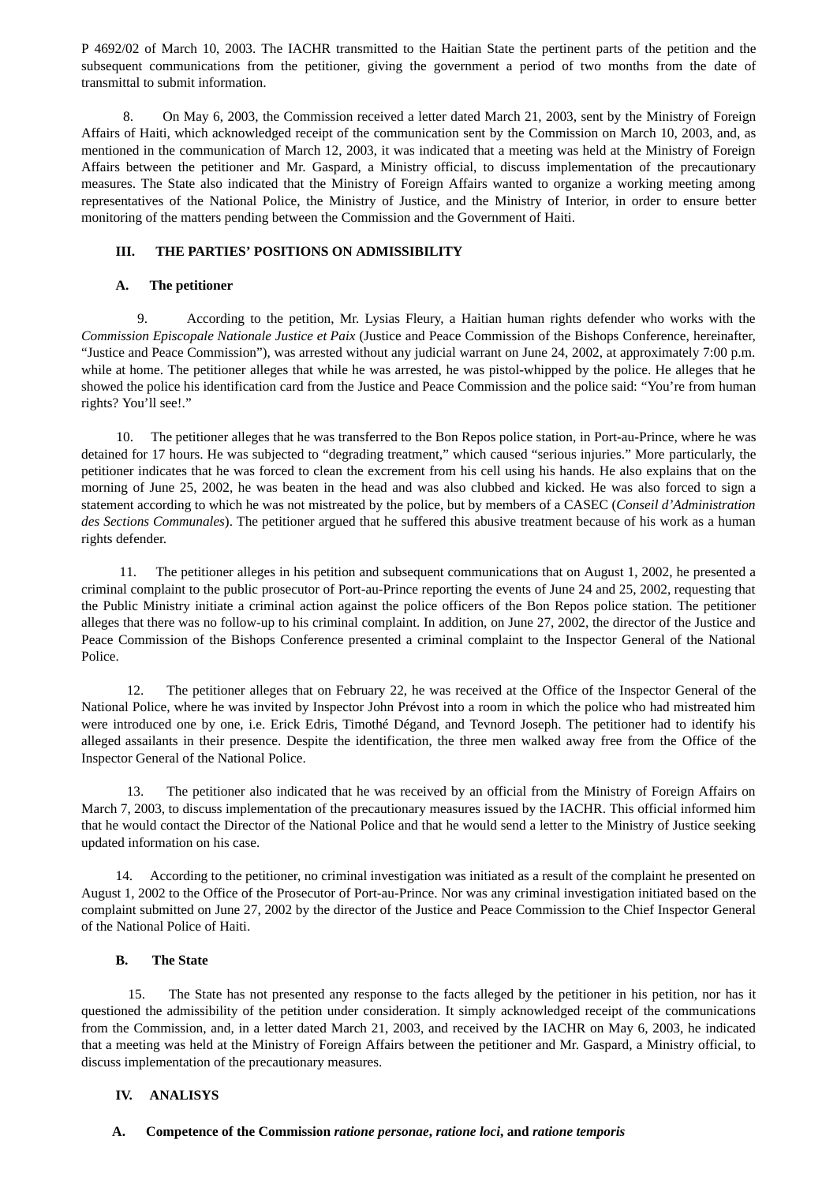P 4692/02 of March 10, 2003. The IACHR transmitted to the Haitian State the pertinent parts of the petition and the subsequent communications from the petitioner, giving the government a period of two months from the date of transmittal to submit information.

8. On May 6, 2003, the Commission received a letter dated March 21, 2003, sent by the Ministry of Foreign Affairs of Haiti, which acknowledged receipt of the communication sent by the Commission on March 10, 2003, and, as mentioned in the communication of March 12, 2003, it was indicated that a meeting was held at the Ministry of Foreign Affairs between the petitioner and Mr. Gaspard, a Ministry official, to discuss implementation of the precautionary measures. The State also indicated that the Ministry of Foreign Affairs wanted to organize a working meeting among representatives of the National Police, the Ministry of Justice, and the Ministry of Interior, in order to ensure better monitoring of the matters pending between the Commission and the Government of Haiti.

### III. THE PARTIES' POSITIONS ON ADMISSIBILITY

#### A. The petitioner

9. According to the petition, Mr. Lysias Fleury, a Haitian human rights defender who works with the *Commission Episcopale Nationale Justice et Paix* (Justice and Peace Commission of the Bishops Conference, hereinafter, "Justice and Peace Commission"), was arrested without any judicial warrant on June 24, 2002, at approximately 7:00 p.m. while at home. The petitioner alleges that while he was arrested, he was pistol-whipped by the police. He alleges that he showed the police his identification card from the Justice and Peace Commission and the police said: "You're from human rights? You'll see!."

10. The petitioner alleges that he was transferred to the Bon Repos police station, in Port-au-Prince, where he was detained for 17 hours. He was subjected to "degrading treatment," which caused "serious injuries." More particularly, the petitioner indicates that he was forced to clean the excrement from his cell using his hands. He also explains that on the morning of June 25, 2002, he was beaten in the head and was also clubbed and kicked. He was also forced to sign a statement according to which he was not mistreated by the police, but by members of a CASEC (*Conseil d'Administration des Sections Communales*). The petitioner argued that he suffered this abusive treatment because of his work as a human rights defender.

11. The petitioner alleges in his petition and subsequent communications that on August 1, 2002, he presented a criminal complaint to the public prosecutor of Port-au-Prince reporting the events of June 24 and 25, 2002, requesting that the Public Ministry initiate a criminal action against the police officers of the Bon Repos police station. The petitioner alleges that there was no follow-up to his criminal complaint. In addition, on June 27, 2002, the director of the Justice and Peace Commission of the Bishops Conference presented a criminal complaint to the Inspector General of the National Police.

12. The petitioner alleges that on February 22, he was received at the Office of the Inspector General of the National Police, where he was invited by Inspector John Prévost into a room in which the police who had mistreated him were introduced one by one, i.e. Erick Edris, Timothé Dégand, and Tevnord Joseph. The petitioner had to identify his alleged assailants in their presence. Despite the identification, the three men walked away free from the Office of the Inspector General of the National Police.

13. The petitioner also indicated that he was received by an official from the Ministry of Foreign Affairs on March 7, 2003, to discuss implementation of the precautionary measures issued by the IACHR. This official informed him that he would contact the Director of the National Police and that he would send a letter to the Ministry of Justice seeking updated information on his case.

14. According to the petitioner, no criminal investigation was initiated as a result of the complaint he presented on August 1, 2002 to the Office of the Prosecutor of Port-au-Prince. Nor was any criminal investigation initiated based on the complaint submitted on June 27, 2002 by the director of the Justice and Peace Commission to the Chief Inspector General of the National Police of Haiti.

#### B. The State

15. The State has not presented any response to the facts alleged by the petitioner in his petition, nor has it questioned the admissibility of the petition under consideration. It simply acknowledged receipt of the communications from the Commission, and, in a letter dated March 21, 2003, and received by the IACHR on May 6, 2003, he indicated that a meeting was held at the Ministry of Foreign Affairs between the petitioner and Mr. Gaspard, a Ministry official, to discuss implementation of the precautionary measures.

### IV. ANALISYS

#### A. Competence of the Commission *ratione personae*, *ratione loci*, and *ratione temporis*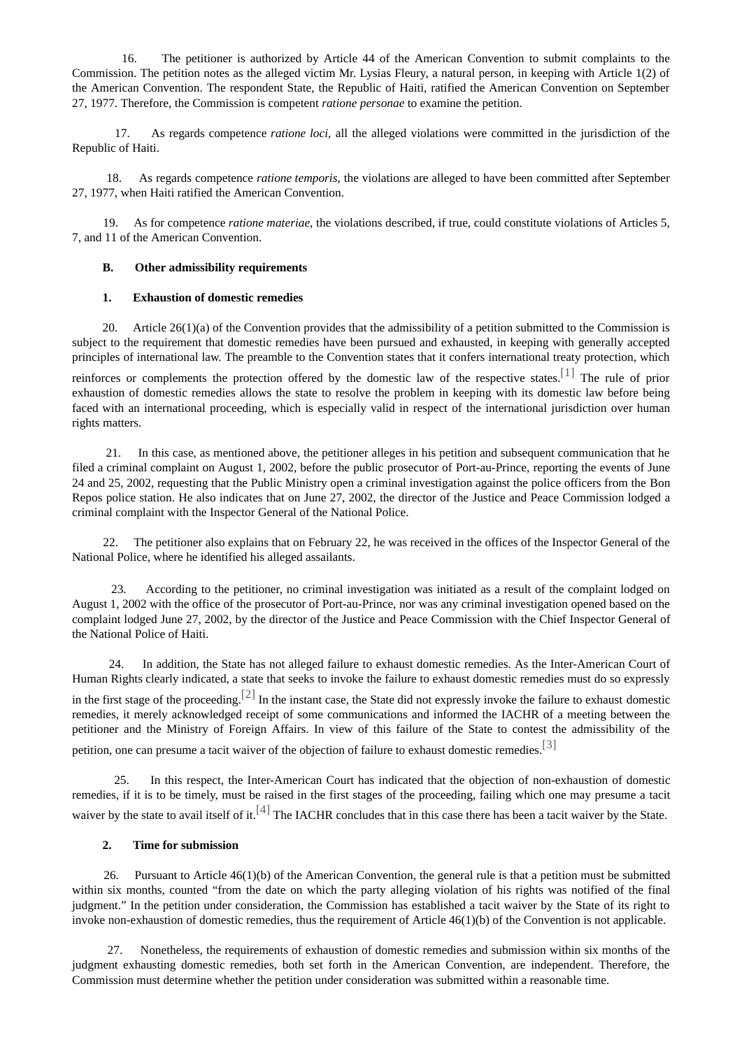16. The petitioner is authorized by Article 44 of the American Convention to submit complaints to the Commission. The petition notes as the alleged victim Mr. Lysias Fleury, a natural person, in keeping with Article 1(2) of the American Convention. The respondent State, the Republic of Haiti, ratified the American Convention on September 27, 1977. Therefore, the Commission is competent *ratione personae* to examine the petition.

17. As regards competence *ratione loci*, all the alleged violations were committed in the jurisdiction of the Republic of Haiti.

18. As regards competence *ratione temporis*, the violations are alleged to have been committed after September 27, 1977, when Haiti ratified the American Convention.

19. As for competence *ratione materiae*, the violations described, if true, could constitute violations of Articles 5, 7, and 11 of the American Convention.

**B. Other admissibility requirements**

**1. Exhaustion of domestic remedies**

20. Article 26(1)(a) of the Convention provides that the admissibility of a petition submitted to the Commission is subject to the requirement that domestic remedies have been pursued and exhausted, in keeping with generally accepted principles of international law. The preamble to the Convention states that it confers international treaty protection, which reinforces or complements the protection offered by the domestic law of the respective states.[1] The rule of prior exhaustion of domestic remedies allows the state to resolve the problem in keeping with its domestic law before being faced with an international proceeding, which is especially valid in respect of the international jurisdiction over human rights matters.

21. In this case, as mentioned above, the petitioner alleges in his petition and subsequent communication that he filed a criminal complaint on August 1, 2002, before the public prosecutor of Port-au-Prince, reporting the events of June 24 and 25, 2002, requesting that the Public Ministry open a criminal investigation against the police officers from the Bon Repos police station. He also indicates that on June 27, 2002, the director of the Justice and Peace Commission lodged a criminal complaint with the Inspector General of the National Police.

22. The petitioner also explains that on February 22, he was received in the offices of the Inspector General of the National Police, where he identified his alleged assailants.

23. According to the petitioner, no criminal investigation was initiated as a result of the complaint lodged on August 1, 2002 with the office of the prosecutor of Port-au-Prince, nor was any criminal investigation opened based on the complaint lodged June 27, 2002, by the director of the Justice and Peace Commission with the Chief Inspector General of the National Police of Haiti.

24. In addition, the State has not alleged failure to exhaust domestic remedies. As the Inter-American Court of Human Rights clearly indicated, a state that seeks to invoke the failure to exhaust domestic remedies must do so expressly in the first stage of the proceeding.[2] In the instant case, the State did not expressly invoke the failure to exhaust domestic remedies, it merely acknowledged receipt of some communications and informed the IACHR of a meeting between the petitioner and the Ministry of Foreign Affairs. In view of this failure of the State to contest the admissibility of the petition, one can presume a tacit waiver of the objection of failure to exhaust domestic remedies.[3]

25. In this respect, the Inter-American Court has indicated that the objection of non-exhaustion of domestic remedies, if it is to be timely, must be raised in the first stages of the proceeding, failing which one may presume a tacit waiver by the state to avail itself of it.[4] The IACHR concludes that in this case there has been a tacit waiver by the State.

**2. Time for submission**

26. Pursuant to Article 46(1)(b) of the American Convention, the general rule is that a petition must be submitted within six months, counted "from the date on which the party alleging violation of his rights was notified of the final judgment." In the petition under consideration, the Commission has established a tacit waiver by the State of its right to invoke non-exhaustion of domestic remedies, thus the requirement of Article 46(1)(b) of the Convention is not applicable.

27. Nonetheless, the requirements of exhaustion of domestic remedies and submission within six months of the judgment exhausting domestic remedies, both set forth in the American Convention, are independent. Therefore, the Commission must determine whether the petition under consideration was submitted within a reasonable time.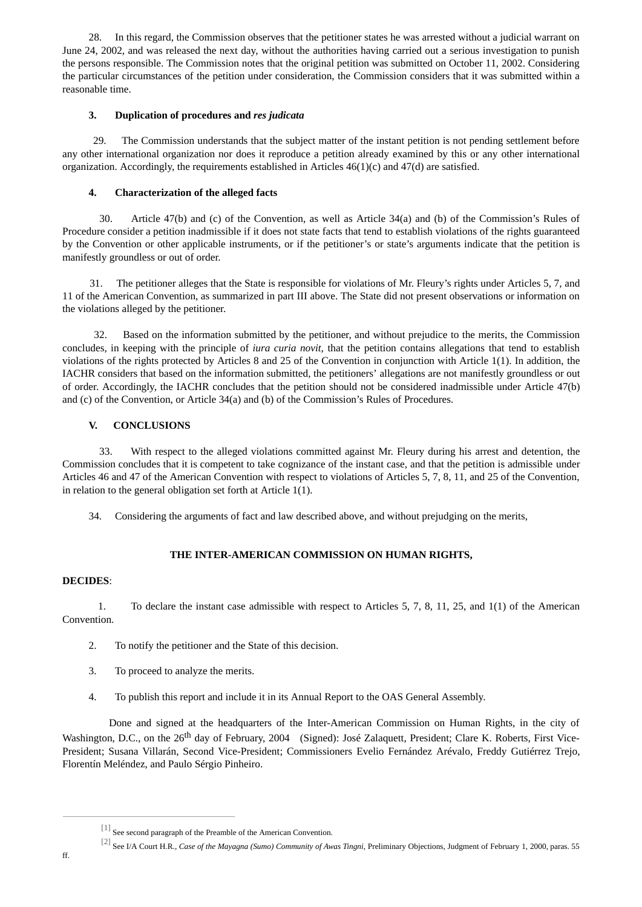28. In this regard, the Commission observes that the petitioner states he was arrested without a judicial warrant on June 24, 2002, and was released the next day, without the authorities having carried out a serious investigation to punish the persons responsible. The Commission notes that the original petition was submitted on October 11, 2002. Considering the particular circumstances of the petition under consideration, the Commission considers that it was submitted within a reasonable time.

### 3. Duplication of procedures and *res judicata*

29. The Commission understands that the subject matter of the instant petition is not pending settlement before any other international organization nor does it reproduce a petition already examined by this or any other international organization. Accordingly, the requirements established in Articles 46(1)(c) and 47(d) are satisfied.

### 4. Characterization of the alleged facts

30. Article 47(b) and (c) of the Convention, as well as Article 34(a) and (b) of the Commission's Rules of Procedure consider a petition inadmissible if it does not state facts that tend to establish violations of the rights guaranteed by the Convention or other applicable instruments, or if the petitioner's or state's arguments indicate that the petition is manifestly groundless or out of order.

31. The petitioner alleges that the State is responsible for violations of Mr. Fleury's rights under Articles 5, 7, and 11 of the American Convention, as summarized in part III above. The State did not present observations or information on the violations alleged by the petitioner.

32. Based on the information submitted by the petitioner, and without prejudice to the merits, the Commission concludes, in keeping with the principle of *iura curia novit*, that the petition contains allegations that tend to establish violations of the rights protected by Articles 8 and 25 of the Convention in conjunction with Article 1(1). In addition, the IACHR considers that based on the information submitted, the petitioners' allegations are not manifestly groundless or out of order. Accordingly, the IACHR concludes that the petition should not be considered inadmissible under Article 47(b) and (c) of the Convention, or Article 34(a) and (b) of the Commission's Rules of Procedures.

## V. CONCLUSIONS

33. With respect to the alleged violations committed against Mr. Fleury during his arrest and detention, the Commission concludes that it is competent to take cognizance of the instant case, and that the petition is admissible under Articles 46 and 47 of the American Convention with respect to violations of Articles 5, 7, 8, 11, and 25 of the Convention, in relation to the general obligation set forth at Article 1(1).

34. Considering the arguments of fact and law described above, and without prejudging on the merits,

**THE INTER-AMERICAN COMMISSION ON HUMAN RIGHTS,**

**DECIDES**:

1. To declare the instant case admissible with respect to Articles 5, 7, 8, 11, 25, and 1(1) of the American Convention.

2. To notify the petitioner and the State of this decision.

3. To proceed to analyze the merits.

4. To publish this report and include it in its Annual Report to the OAS General Assembly.

Done and signed at the headquarters of the Inter-American Commission on Human Rights, in the city of Washington, D.C., on the 26th day of February, 2004 (Signed): José Zalaquett, President; Clare K. Roberts, First Vice-President; Susana Villarán, Second Vice-President; Commissioners Evelio Fernández Arévalo, Freddy Gutiérrez Trejo, Florentín Meléndez, and Paulo Sérgio Pinheiro.

---

[1] See second paragraph of the Preamble of the American Convention.

[2] See I/A Court H.R., *Case of the Mayagna (Sumo) Community of Awas Tingni*, Preliminary Objections, Judgment of February 1, 2000, paras. 55 ff.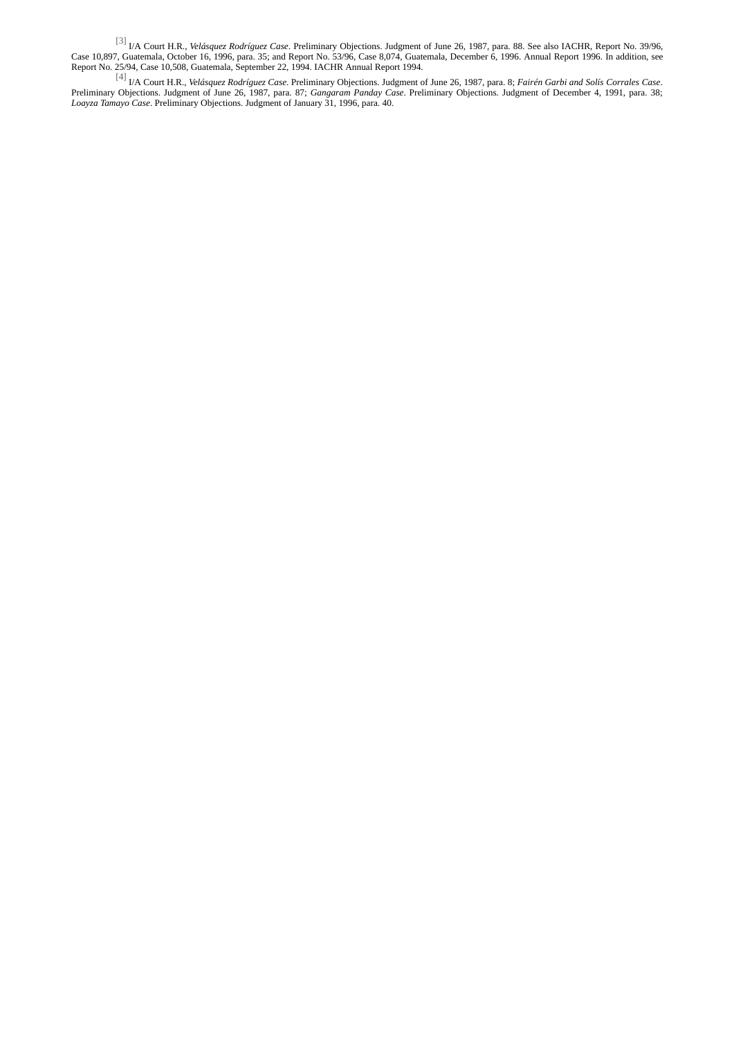[3] I/A Court H.R., *Velásquez Rodríguez Case*. Preliminary Objections. Judgment of June 26, 1987, para. 88. See also IACHR, Report No. 39/96, Case 10,897, Guatemala, October 16, 1996, para. 35; and Report No. 53/96, Case 8,074, Guatemala, December 6, 1996. Annual Report 1996. In addition, see Report No. 25/94, Case 10,508, Guatemala, September 22, 1994. IACHR Annual Report 1994.

[4] I/A Court H.R., *Velásquez Rodríguez Case*. Preliminary Objections. Judgment of June 26, 1987, para. 8; *Fairén Garbi and Solís Corrales Case*. Preliminary Objections. Judgment of June 26, 1987, para. 87; *Gangaram Panday Case*. Preliminary Objections. Judgment of December 4, 1991, para. 38; *Loayza Tamayo Case*. Preliminary Objections. Judgment of January 31, 1996, para. 40.